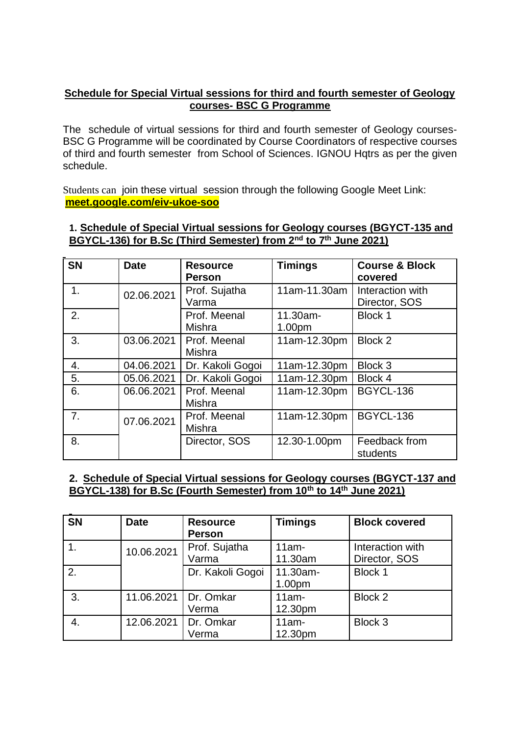**Schedule for Special Virtual sessions for third and fourth semester of Geology courses- BSC G Programme**

The schedule of virtual sessions for third and fourth semester of Geology courses-BSC G Programme will be coordinated by Course Coordinators of respective courses of third and fourth semester from School of Sciences. IGNOU Hqtrs as per the given schedule.

Students can join these virtual session through the following Google Meet Link: **meet.google.com/eiv-ukoe-soo**

**1. Schedule of Special Virtual sessions for Geology courses (BGYCT-135 and BGYCL-136) for B.Sc (Third Semester) from 2nd to 7th June 2021)**

| SN | Date | Resource Person | Timings | Course & Block covered |
|---|---|---|---|---|
| 1. | 02.06.2021 | Prof. Sujatha Varma | 11am-11.30am | Interaction with Director, SOS |
| 2. | | Prof. Meenal Mishra | 11.30am-1.00pm | Block 1 |
| 3. | 03.06.2021 | Prof. Meenal Mishra | 11am-12.30pm | Block 2 |
| 4. | 04.06.2021 | Dr. Kakoli Gogoi | 11am-12.30pm | Block 3 |
| 5. | 05.06.2021 | Dr. Kakoli Gogoi | 11am-12.30pm | Block 4 |
| 6. | 06.06.2021 | Prof. Meenal Mishra | 11am-12.30pm | BGYCL-136 |
| 7. | 07.06.2021 | Prof. Meenal Mishra | 11am-12.30pm | BGYCL-136 |
| 8. | | Director, SOS | 12.30-1.00pm | Feedback from students |

**2. Schedule of Special Virtual sessions for Geology courses (BGYCT-137 and BGYCL-138) for B.Sc (Fourth Semester) from 10th to 14th June 2021)**

| SN | Date | Resource Person | Timings | Block covered |
|---|---|---|---|---|
| 1. | 10.06.2021 | Prof. Sujatha Varma | 11am-11.30am | Interaction with Director, SOS |
| 2. | | Dr. Kakoli Gogoi | 11.30am-1.00pm | Block 1 |
| 3. | 11.06.2021 | Dr. Omkar Verma | 11am-12.30pm | Block 2 |
| 4. | 12.06.2021 | Dr. Omkar Verma | 11am-12.30pm | Block 3 |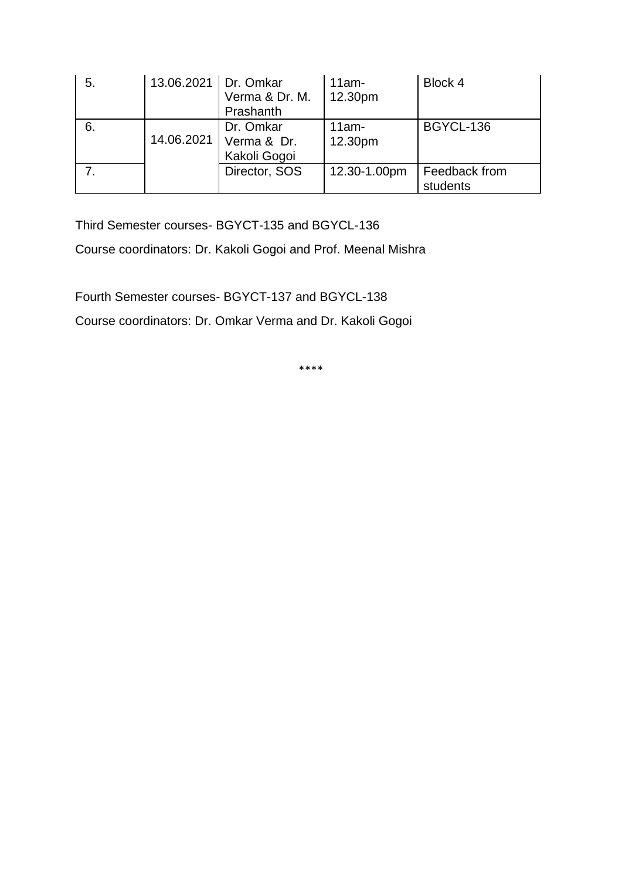| | | | | |
|---|---|---|---|---|
| 5. | 13.06.2021 | Dr. Omkar Verma & Dr. M. Prashanth | 11am-12.30pm | Block 4 |
| 6. | 14.06.2021 | Dr. Omkar Verma & Dr. Kakoli Gogoi | 11am-12.30pm | BGYCL-136 |
| 7. | | Director, SOS | 12.30-1.00pm | Feedback from students |

Third Semester courses- BGYCT-135 and BGYCL-136

Course coordinators: Dr. Kakoli Gogoi and Prof. Meenal Mishra

Fourth Semester courses- BGYCT-137 and BGYCL-138

Course coordinators: Dr. Omkar Verma and Dr. Kakoli Gogoi

****